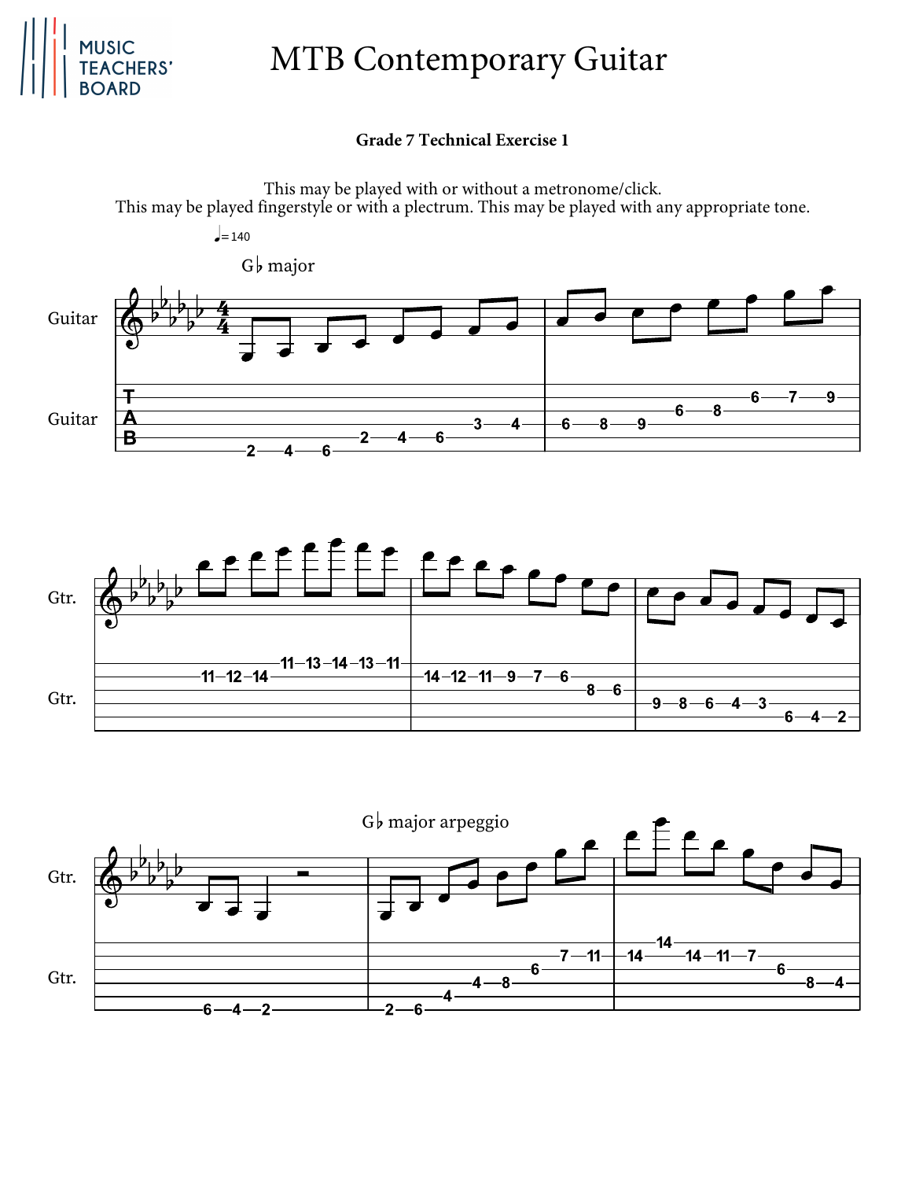# MTB Contemporary Guitar

**Grade 7 Technical Exercise 1**

This may be played with or without a metronome/click.
This may be played fingerstyle or with a plectrum. This may be played with any appropriate tone.

♩= 140

G♭ major

Guitar

Guitar

Gtr.

Gtr.

G♭ major arpeggio

Gtr.

Gtr.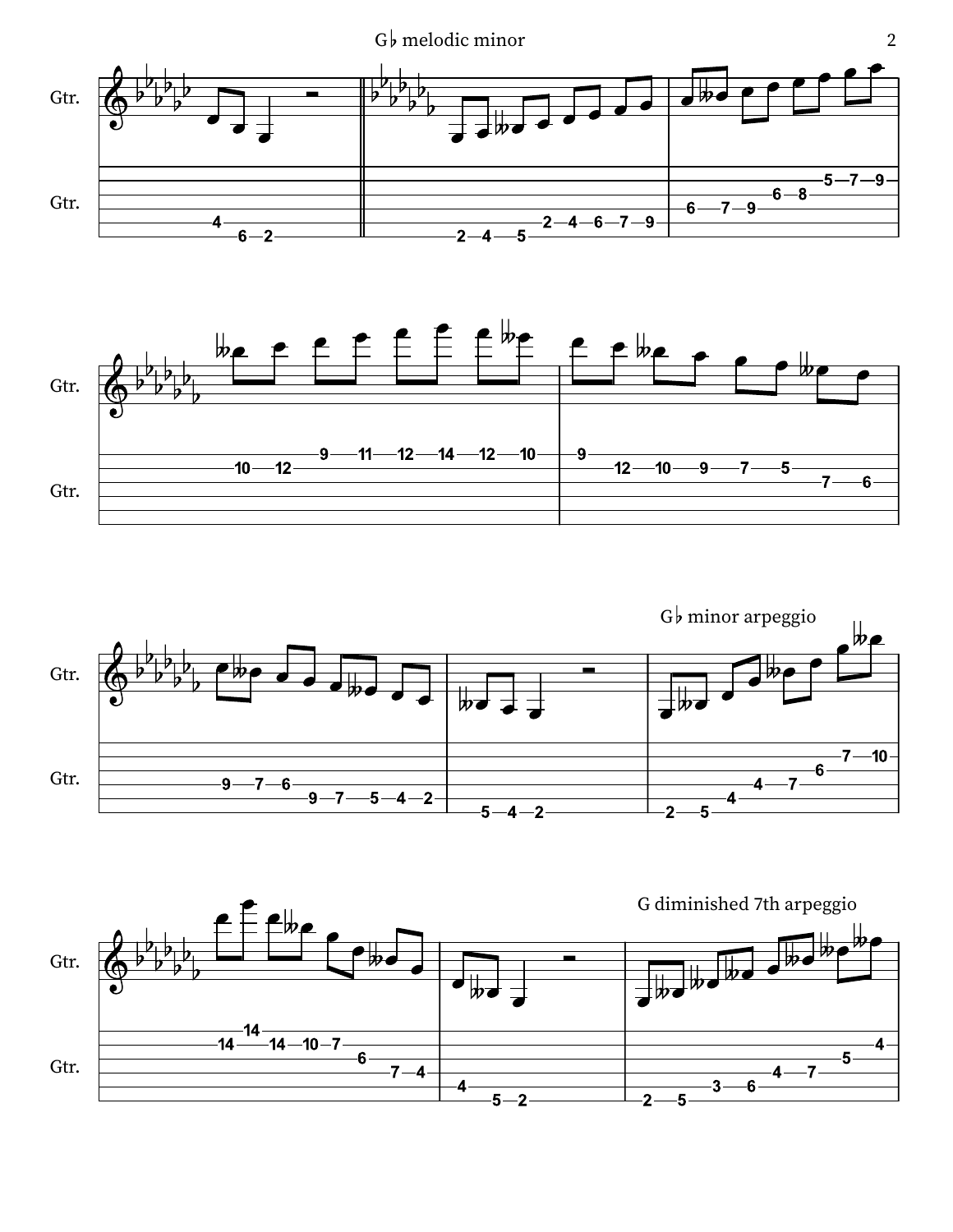G♭ melodic minor

G♭ minor arpeggio

G diminished 7th arpeggio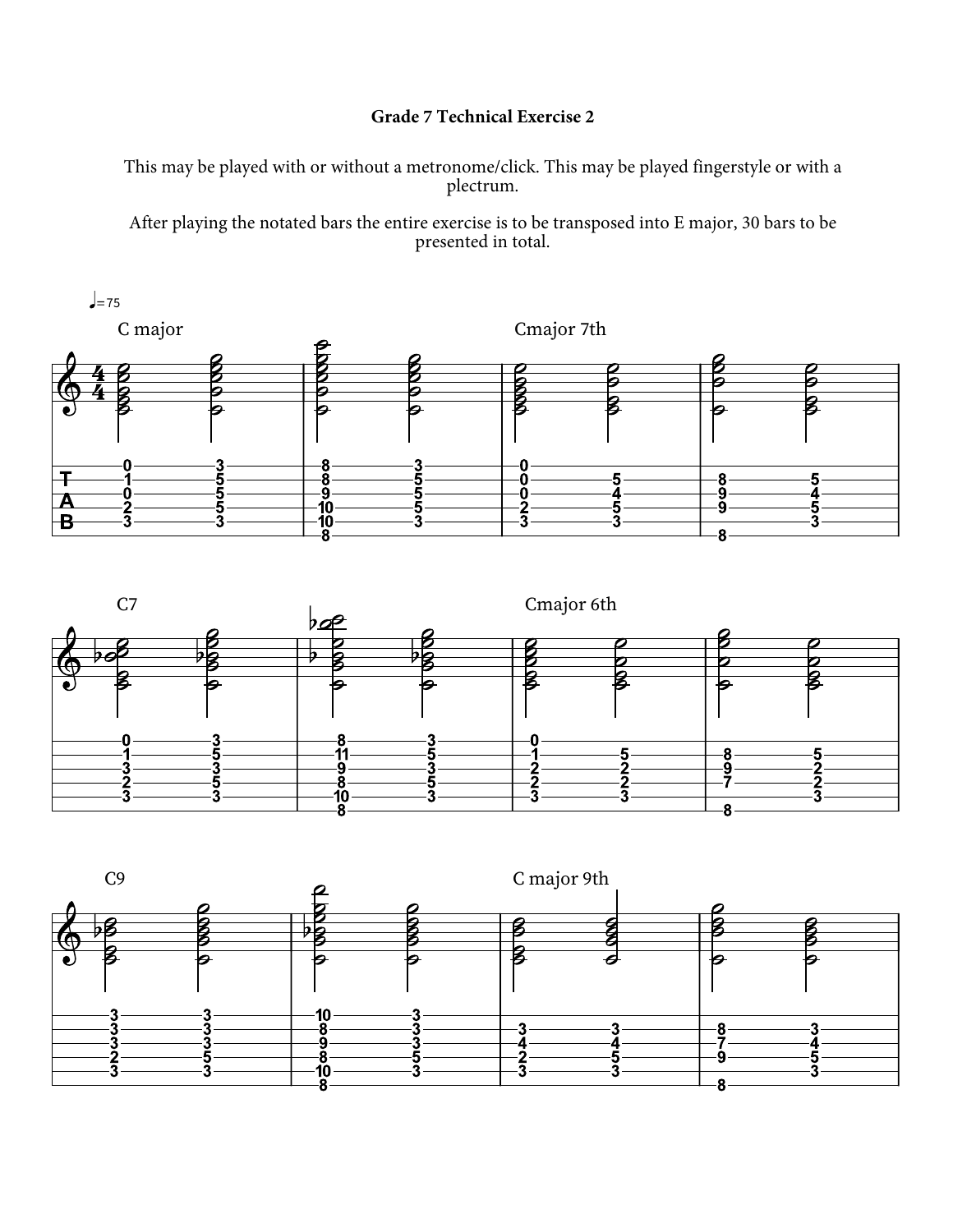**Grade 7 Technical Exercise 2**

This may be played with or without a metronome/click. This may be played fingerstyle or with a plectrum.

After playing the notated bars the entire exercise is to be transposed into E major, 30 bars to be presented in total.

♩=75

C major

Cmajor 7th

C7

Cmajor 6th

C9

C major 9th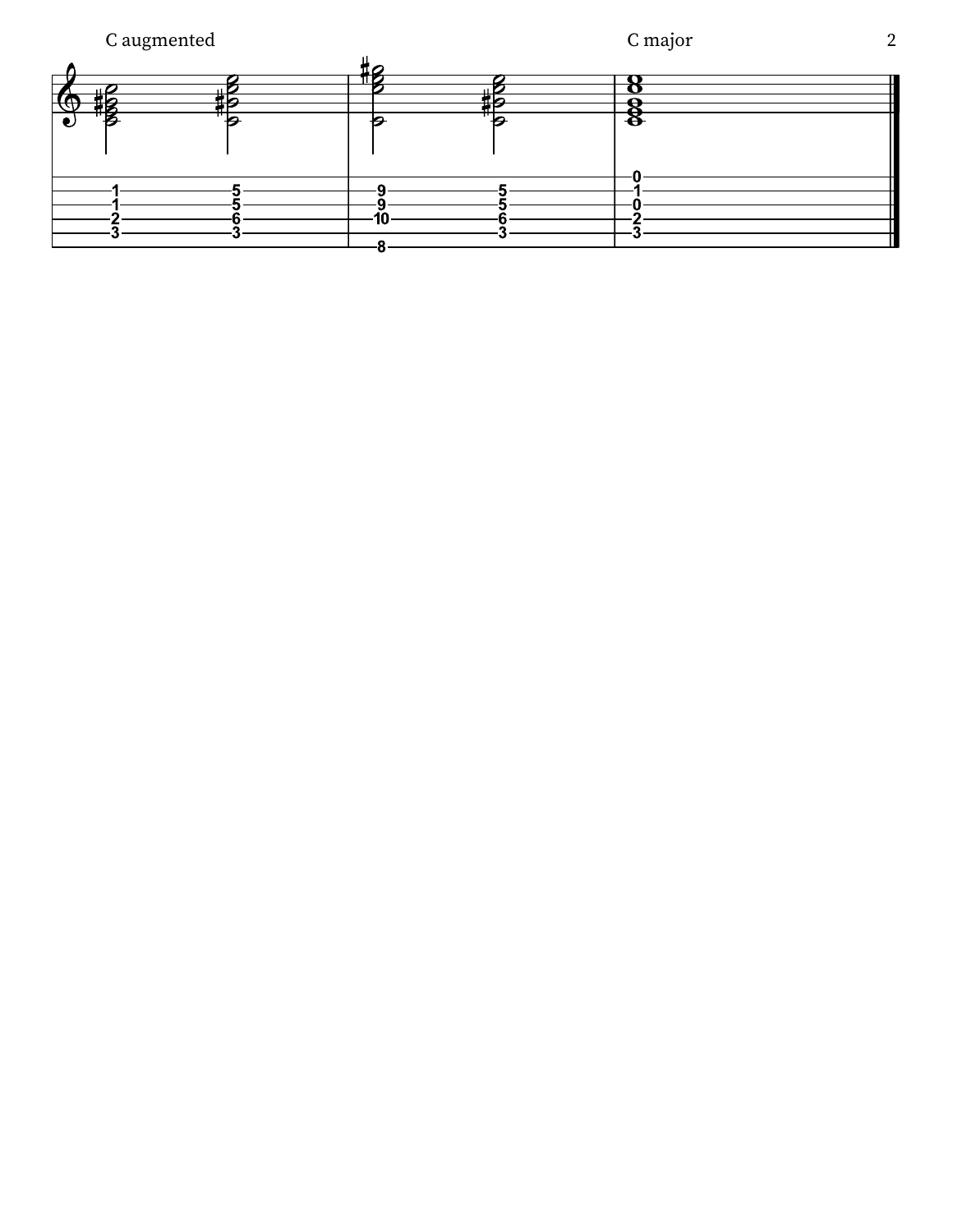C augmented

C major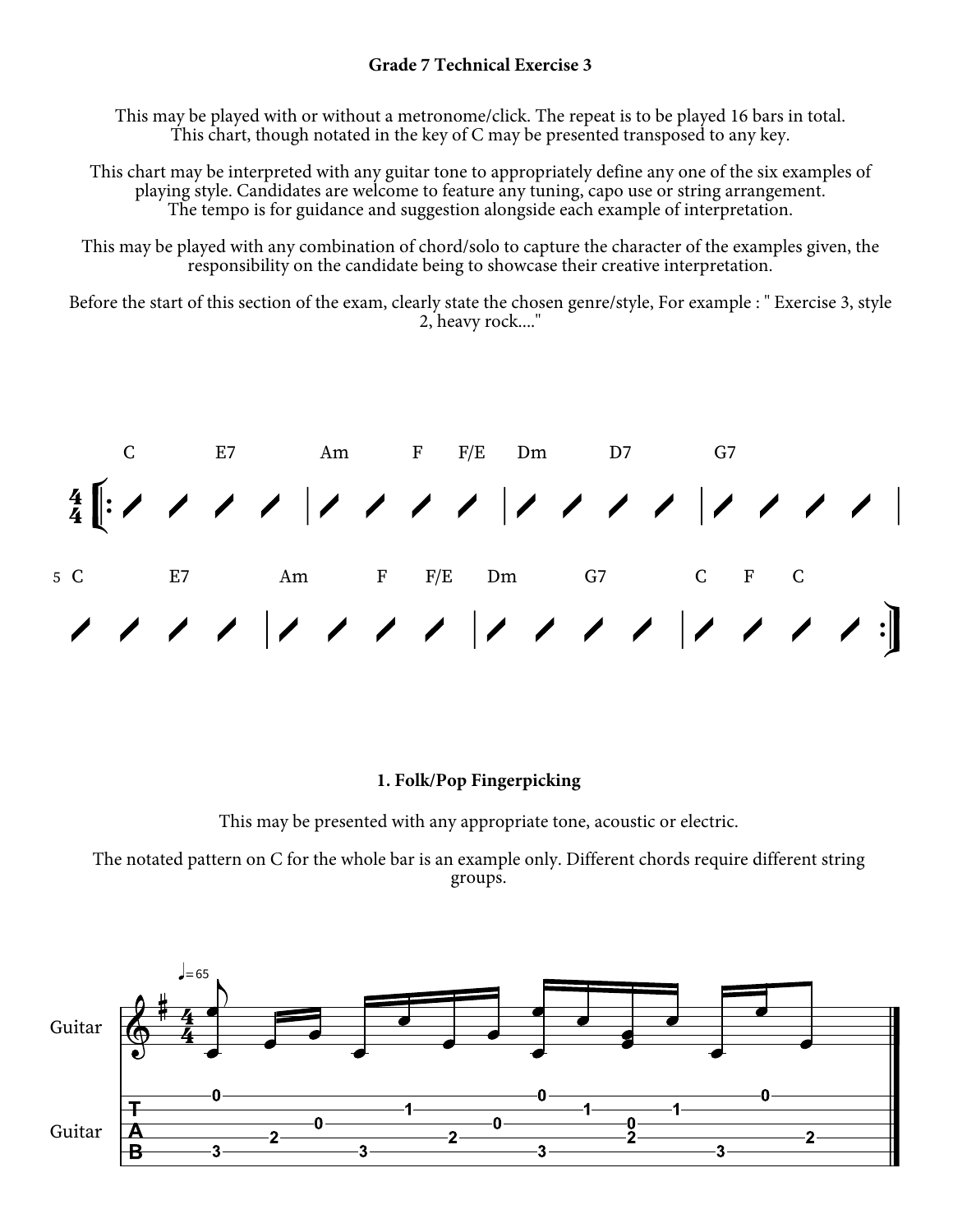# Grade 7 Technical Exercise 3

This may be played with or without a metronome/click. The repeat is to be played 16 bars in total.
This chart, though notated in the key of C may be presented transposed to any key.

This chart may be interpreted with any guitar tone to appropriately define any one of the six examples of playing style. Candidates are welcome to feature any tuning, capo use or string arrangement.
The tempo is for guidance and suggestion alongside each example of interpretation.

This may be played with any combination of chord/solo to capture the character of the examples given, the responsibility on the candidate being to showcase their creative interpretation.

Before the start of this section of the exam, clearly state the chosen genre/style, For example : " Exercise 3, style 2, heavy rock...."

4/4 (repeat)

| Bar 1 | Bar 2 | Bar 3 | Bar 4 |
|---|---|---|---|
| C | E7 | Am / F F/E | Dm / D7 |

| Bar 4 (cont.) |
|---|
| G7 |

Bars 1–4: C | E7 | Am F F/E | Dm D7 | G7

Bars 5–8: C E7 | Am F F/E | Dm G7 | C F C

## 1. Folk/Pop Fingerpicking

This may be presented with any appropriate tone, acoustic or electric.

The notated pattern on C for the whole bar is an example only. Different chords require different string groups.

♩= 65

Guitar

```
T |--0--------------------------0-------------0--------|
A |-------------1-------------------1----1-------------|
B |--------0----------0--------------0-----------------|
  |-----2----------2-------------2-----------------2---|
  |--3-------3-------------3-------------3-------------|
```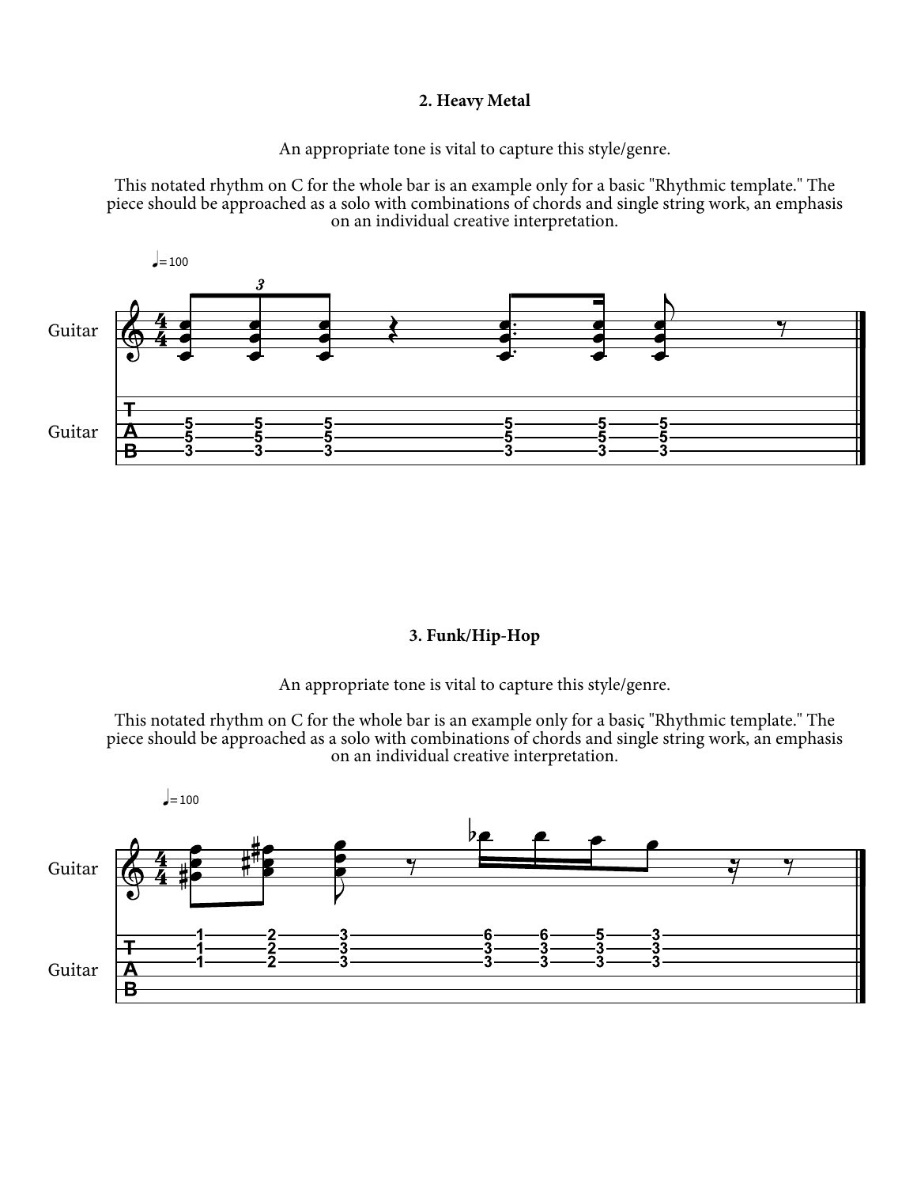## 2. Heavy Metal

An appropriate tone is vital to capture this style/genre.

This notated rhythm on C for the whole bar is an example only for a basic "Rhythmic template." The piece should be approached as a solo with combinations of chords and single string work, an emphasis on an individual creative interpretation.

## 3. Funk/Hip-Hop

An appropriate tone is vital to capture this style/genre.

This notated rhythm on C for the whole bar is an example only for a basiç "Rhythmic template." The piece should be approached as a solo with combinations of chords and single string work, an emphasis on an individual creative interpretation.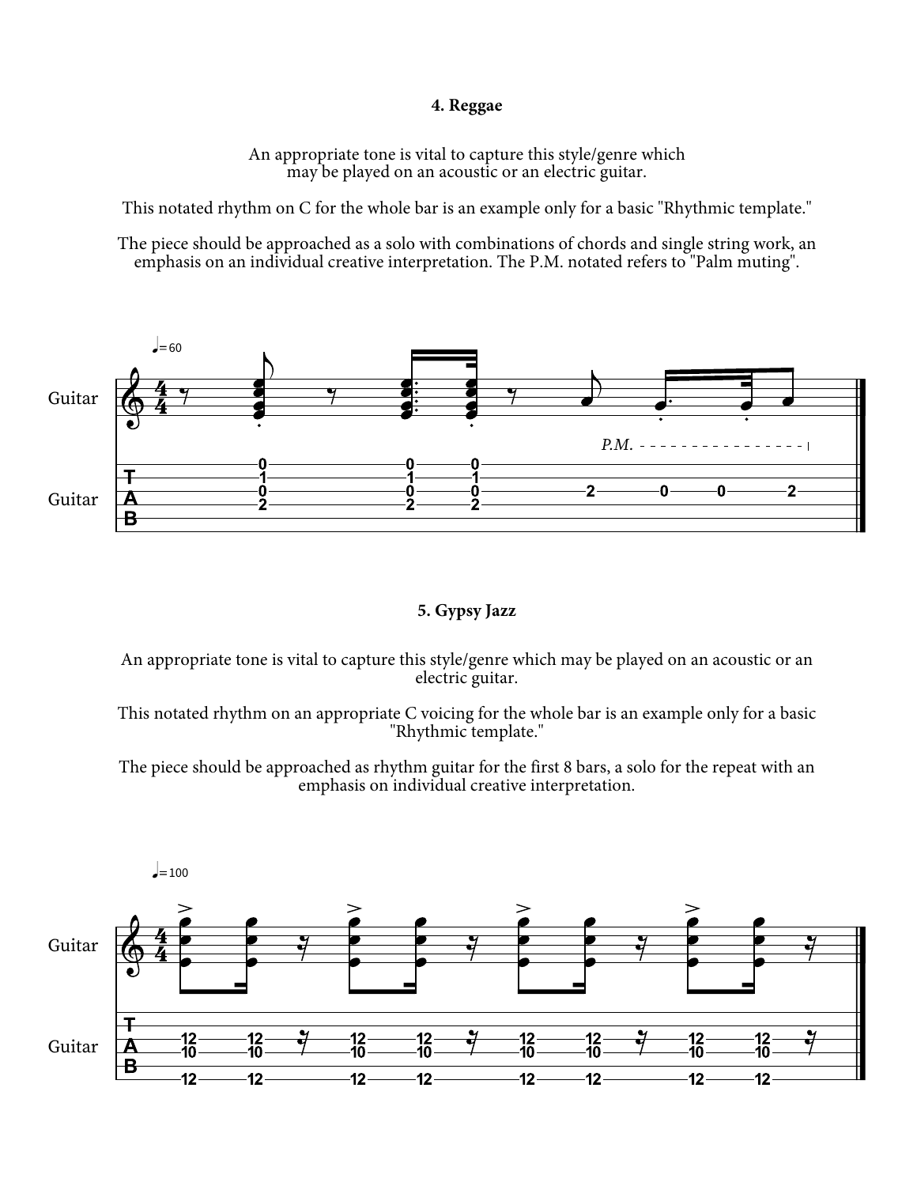### 4. Reggae

An appropriate tone is vital to capture this style/genre which may be played on an acoustic or an electric guitar.

This notated rhythm on C for the whole bar is an example only for a basic "Rhythmic template."

The piece should be approached as a solo with combinations of chords and single string work, an emphasis on an individual creative interpretation. The P.M. notated refers to "Palm muting".

### 5. Gypsy Jazz

An appropriate tone is vital to capture this style/genre which may be played on an acoustic or an electric guitar.

This notated rhythm on an appropriate C voicing for the whole bar is an example only for a basic "Rhythmic template."

The piece should be approached as rhythm guitar for the first 8 bars, a solo for the repeat with an emphasis on individual creative interpretation.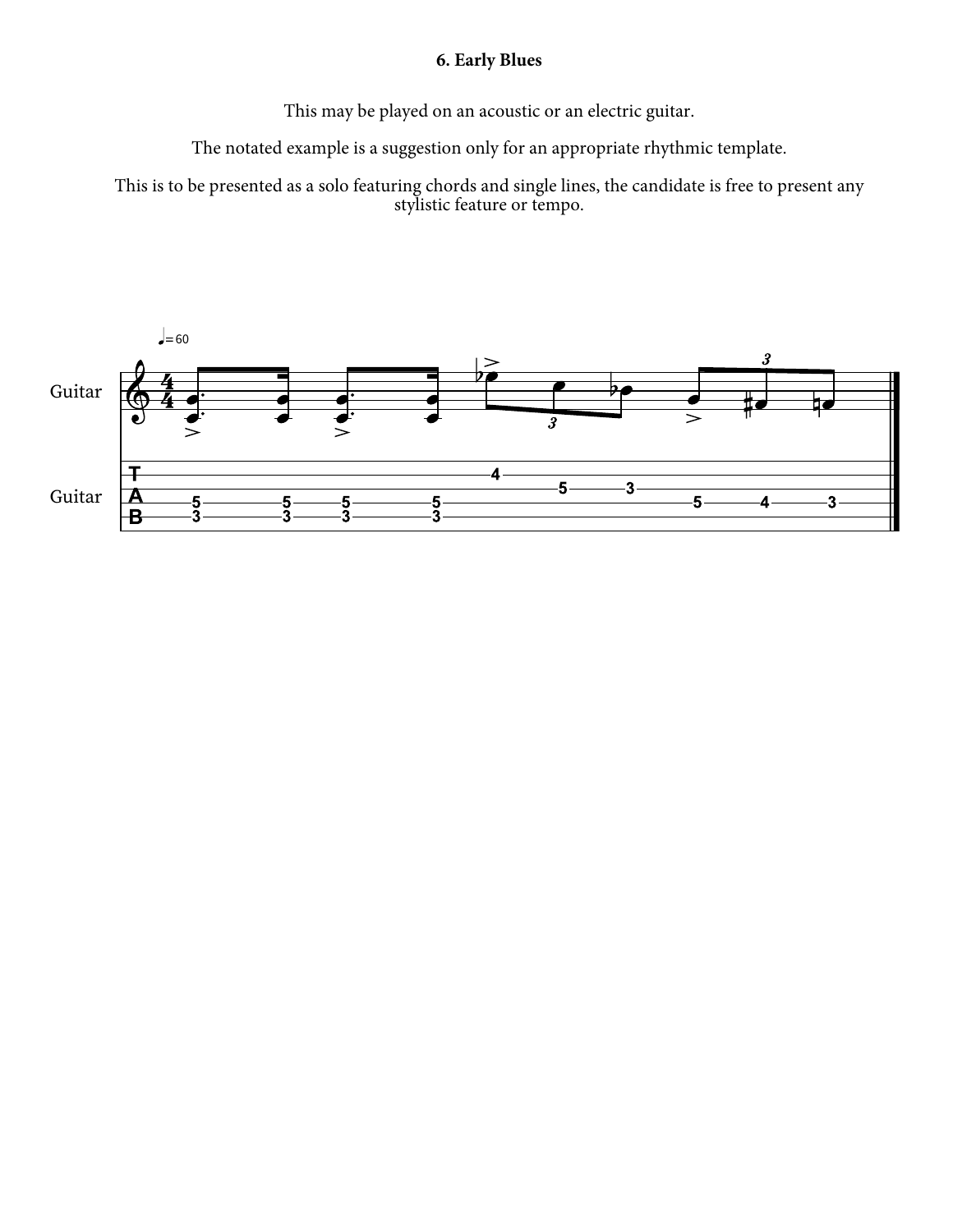**6. Early Blues**

This may be played on an acoustic or an electric guitar.

The notated example is a suggestion only for an appropriate rhythmic template.

This is to be presented as a solo featuring chords and single lines, the candidate is free to present any stylistic feature or tempo.